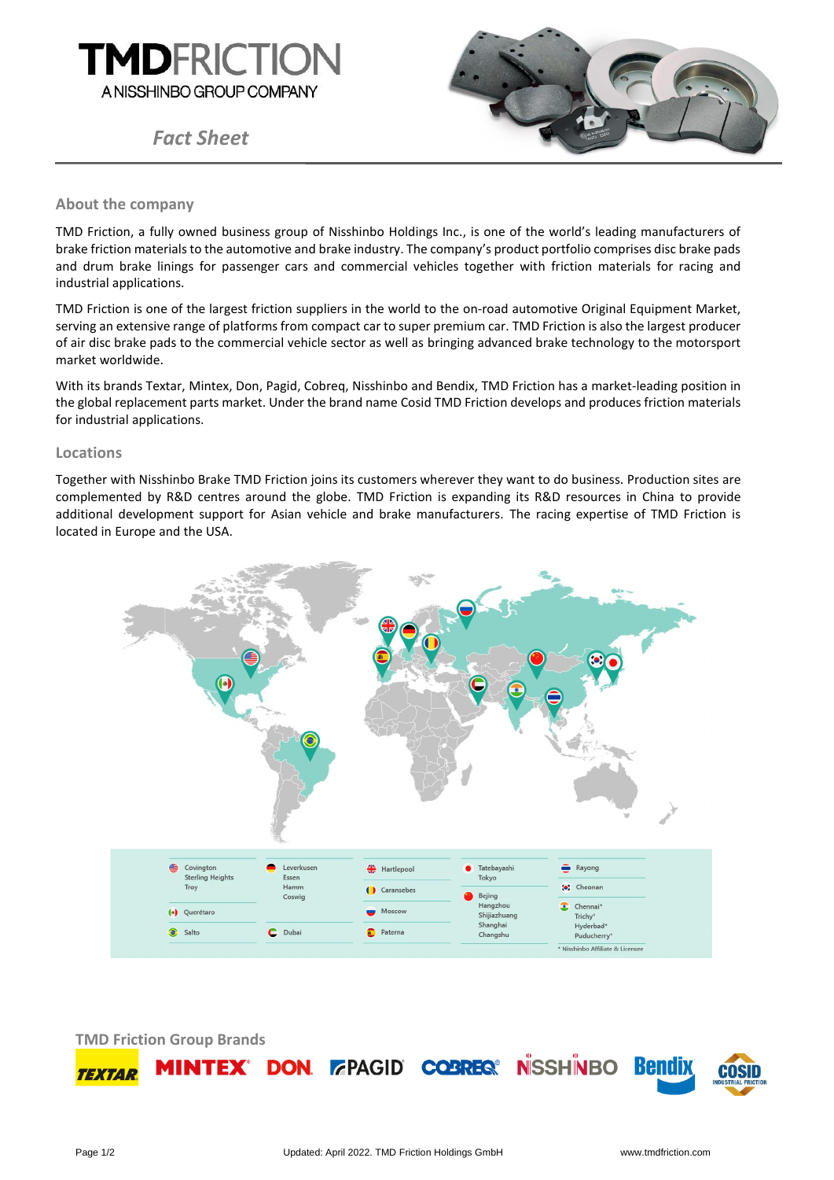# TMDFRICTION

A NISSHINBO GROUP COMPANY

*Fact Sheet*

## About the company

TMD Friction, a fully owned business group of Nisshinbo Holdings Inc., is one of the world's leading manufacturers of brake friction materials to the automotive and brake industry. The company's product portfolio comprises disc brake pads and drum brake linings for passenger cars and commercial vehicles together with friction materials for racing and industrial applications.

TMD Friction is one of the largest friction suppliers in the world to the on-road automotive Original Equipment Market, serving an extensive range of platforms from compact car to super premium car. TMD Friction is also the largest producer of air disc brake pads to the commercial vehicle sector as well as bringing advanced brake technology to the motorsport market worldwide.

With its brands Textar, Mintex, Don, Pagid, Cobreq, Nisshinbo and Bendix, TMD Friction has a market-leading position in the global replacement parts market. Under the brand name Cosid TMD Friction develops and produces friction materials for industrial applications.

## Locations

Together with Nisshinbo Brake TMD Friction joins its customers wherever they want to do business. Production sites are complemented by R&D centres around the globe. TMD Friction is expanding its R&D resources in China to provide additional development support for Asian vehicle and brake manufacturers. The racing expertise of TMD Friction is located in Europe and the USA.

- Covington, Sterling Heights, Troy
- Querétaro
- Salto
- Leverkusen, Essen, Hamm, Coswig
- Dubai
- Hartlepool
- Caransebes
- Moscow
- Paterna
- Tatebayashi, Tokyo
- Bejing, Hangzhou, Shijiazhuang, Shanghai, Changshu
- Rayong
- Cheonan
- Chennai*, Trichy*, Hyderbad*, Puducherry*

\* Nisshinbo Affiliate & Licensee

## TMD Friction Group Brands

TEXTAR · MINTEX · DON · PAGID · COBREQ · NISSHINBO · Bendix · COSID INDUSTRIAL FRICTION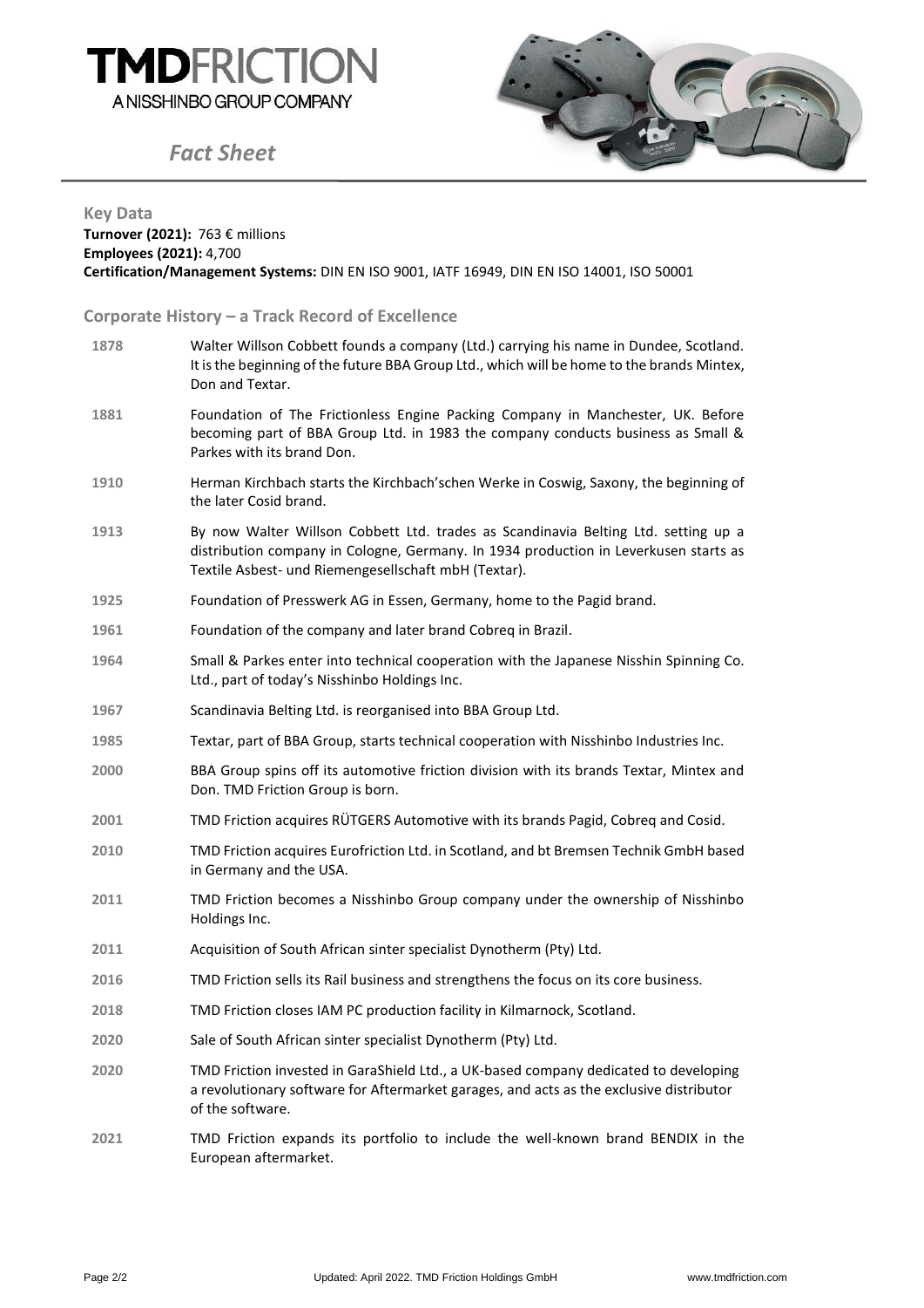# TMDFRICTION

A NISSHINBO GROUP COMPANY

## *Fact Sheet*

### Key Data

**Turnover (2021):** 763 € millions
**Employees (2021):** 4,700
**Certification/Management Systems:** DIN EN ISO 9001, IATF 16949, DIN EN ISO 14001, ISO 50001

### Corporate History – a Track Record of Excellence

| | |
|---|---|
| 1878 | Walter Willson Cobbett founds a company (Ltd.) carrying his name in Dundee, Scotland. It is the beginning of the future BBA Group Ltd., which will be home to the brands Mintex, Don and Textar. |
| 1881 | Foundation of The Frictionless Engine Packing Company in Manchester, UK. Before becoming part of BBA Group Ltd. in 1983 the company conducts business as Small & Parkes with its brand Don. |
| 1910 | Herman Kirchbach starts the Kirchbach'schen Werke in Coswig, Saxony, the beginning of the later Cosid brand. |
| 1913 | By now Walter Willson Cobbett Ltd. trades as Scandinavia Belting Ltd. setting up a distribution company in Cologne, Germany. In 1934 production in Leverkusen starts as Textile Asbest- und Riemengesellschaft mbH (Textar). |
| 1925 | Foundation of Presswerk AG in Essen, Germany, home to the Pagid brand. |
| 1961 | Foundation of the company and later brand Cobreq in Brazil. |
| 1964 | Small & Parkes enter into technical cooperation with the Japanese Nisshin Spinning Co. Ltd., part of today's Nisshinbo Holdings Inc. |
| 1967 | Scandinavia Belting Ltd. is reorganised into BBA Group Ltd. |
| 1985 | Textar, part of BBA Group, starts technical cooperation with Nisshinbo Industries Inc. |
| 2000 | BBA Group spins off its automotive friction division with its brands Textar, Mintex and Don. TMD Friction Group is born. |
| 2001 | TMD Friction acquires RÜTGERS Automotive with its brands Pagid, Cobreq and Cosid. |
| 2010 | TMD Friction acquires Eurofriction Ltd. in Scotland, and bt Bremsen Technik GmbH based in Germany and the USA. |
| 2011 | TMD Friction becomes a Nisshinbo Group company under the ownership of Nisshinbo Holdings Inc. |
| 2011 | Acquisition of South African sinter specialist Dynotherm (Pty) Ltd. |
| 2016 | TMD Friction sells its Rail business and strengthens the focus on its core business. |
| 2018 | TMD Friction closes IAM PC production facility in Kilmarnock, Scotland. |
| 2020 | Sale of South African sinter specialist Dynotherm (Pty) Ltd. |
| 2020 | TMD Friction invested in GaraShield Ltd., a UK-based company dedicated to developing a revolutionary software for Aftermarket garages, and acts as the exclusive distributor of the software. |
| 2021 | TMD Friction expands its portfolio to include the well-known brand BENDIX in the European aftermarket. |

Updated: April 2022. TMD Friction Holdings GmbH www.tmdfriction.com